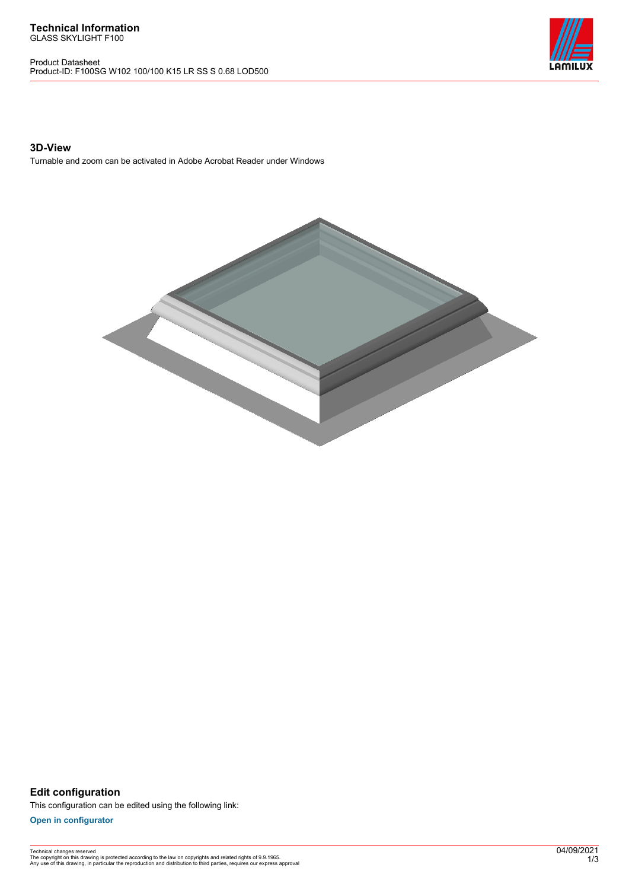**Technical Information**
GLASS SKYLIGHT F100

Product Datasheet
Product-ID: F100SG W102 100/100 K15 LR SS S 0.68 LOD500

## 3D-View

Turnable and zoom can be activated in Adobe Acrobat Reader under Windows

## Edit configuration

This configuration can be edited using the following link:

**Open in configurator**

Technical changes reserved
The copyright on this drawing is protected according to the law on copyrights and related rights of 9.9.1965.
Any use of this drawing, in particular the reproduction and distribution to third parties, requires our express approval

04/09/2021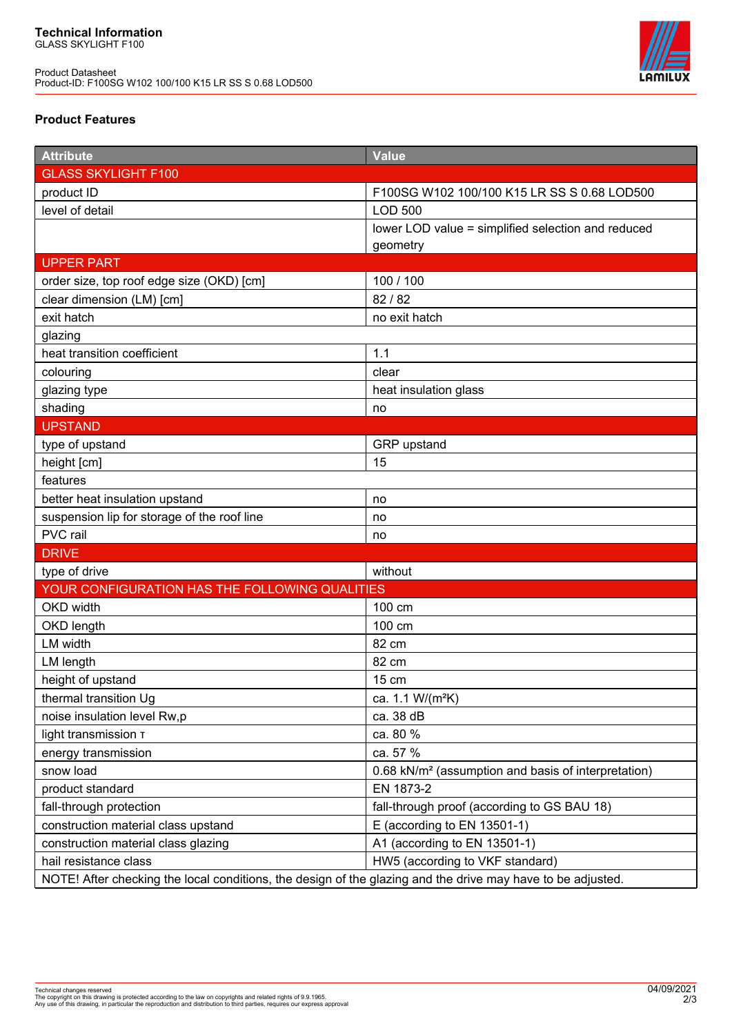**Technical Information**
GLASS SKYLIGHT F100

Product Datasheet
Product-ID: F100SG W102 100/100 K15 LR SS S 0.68 LOD500

### Product Features

| Attribute | Value |
|---|---|
| GLASS SKYLIGHT F100 | |
| product ID | F100SG W102 100/100 K15 LR SS S 0.68 LOD500 |
| level of detail | LOD 500 |
| | lower LOD value = simplified selection and reduced geometry |
| UPPER PART | |
| order size, top roof edge size (OKD) [cm] | 100 / 100 |
| clear dimension (LM) [cm] | 82 / 82 |
| exit hatch | no exit hatch |
| glazing | |
| heat transition coefficient | 1.1 |
| colouring | clear |
| glazing type | heat insulation glass |
| shading | no |
| UPSTAND | |
| type of upstand | GRP upstand |
| height [cm] | 15 |
| features | |
| better heat insulation upstand | no |
| suspension lip for storage of the roof line | no |
| PVC rail | no |
| DRIVE | |
| type of drive | without |
| YOUR CONFIGURATION HAS THE FOLLOWING QUALITIES | |
| OKD width | 100 cm |
| OKD length | 100 cm |
| LM width | 82 cm |
| LM length | 82 cm |
| height of upstand | 15 cm |
| thermal transition Ug | ca. 1.1 W/(m²K) |
| noise insulation level Rw,p | ca. 38 dB |
| light transmission τ | ca. 80 % |
| energy transmission | ca. 57 % |
| snow load | 0.68 kN/m² (assumption and basis of interpretation) |
| product standard | EN 1873-2 |
| fall-through protection | fall-through proof (according to GS BAU 18) |
| construction material class upstand | E (according to EN 13501-1) |
| construction material class glazing | A1 (according to EN 13501-1) |
| hail resistance class | HW5 (according to VKF standard) |
| NOTE! After checking the local conditions, the design of the glazing and the drive may have to be adjusted. | |

Technical changes reserved
The copyright on this drawing is protected according to the law on copyrights and related rights of 9.9.1965.
Any use of this drawing, in particular the reproduction and distribution to third parties, requires our express approval

04/09/2021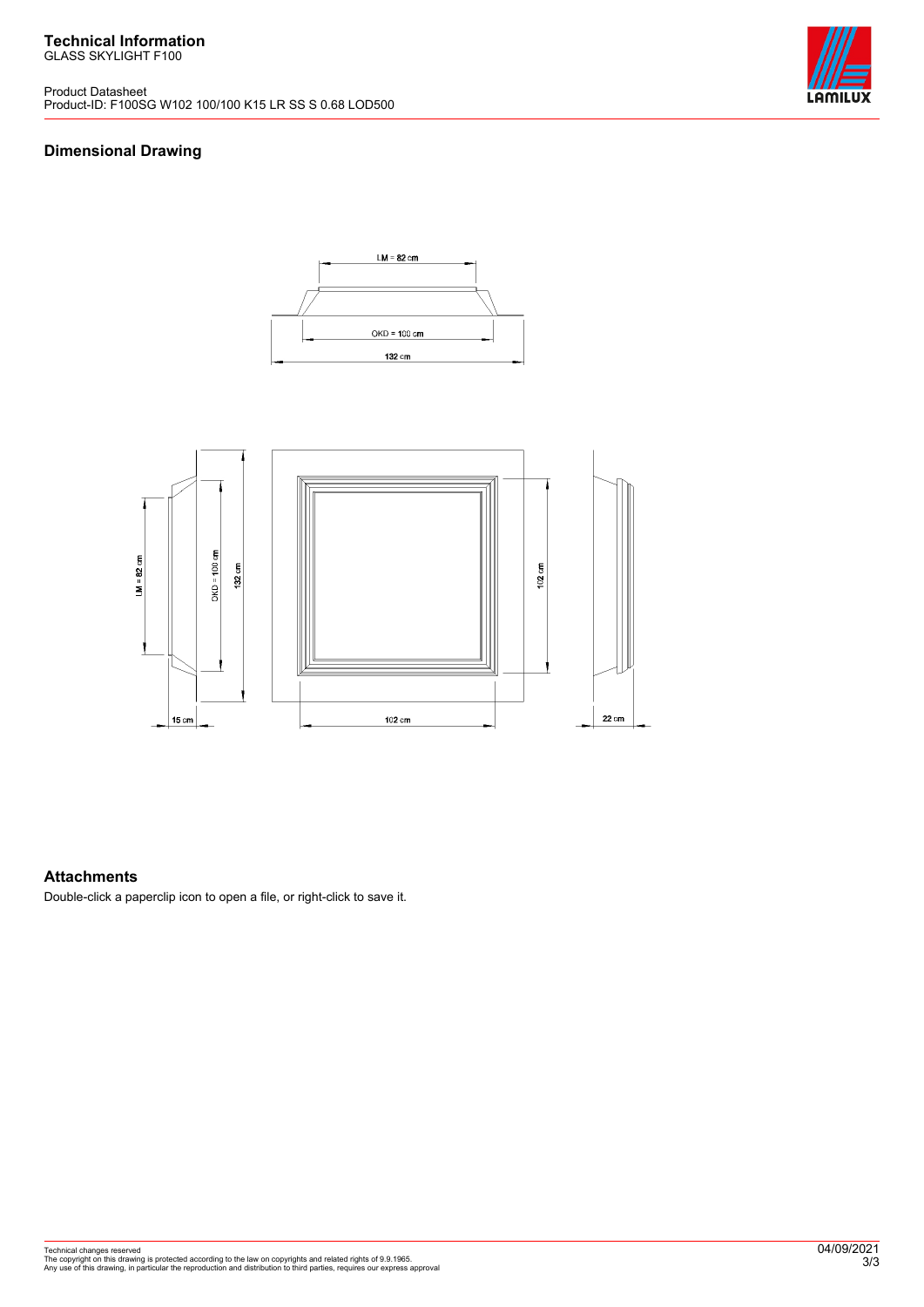## Dimensional Drawing

LM = 82 cm

OKD = 100 cm

132 cm

LM = 82 cm

OKD = 100 cm

132 cm

102 cm

102 cm

15 cm

22 cm

## Attachments

Double-click a paperclip icon to open a file, or right-click to save it.